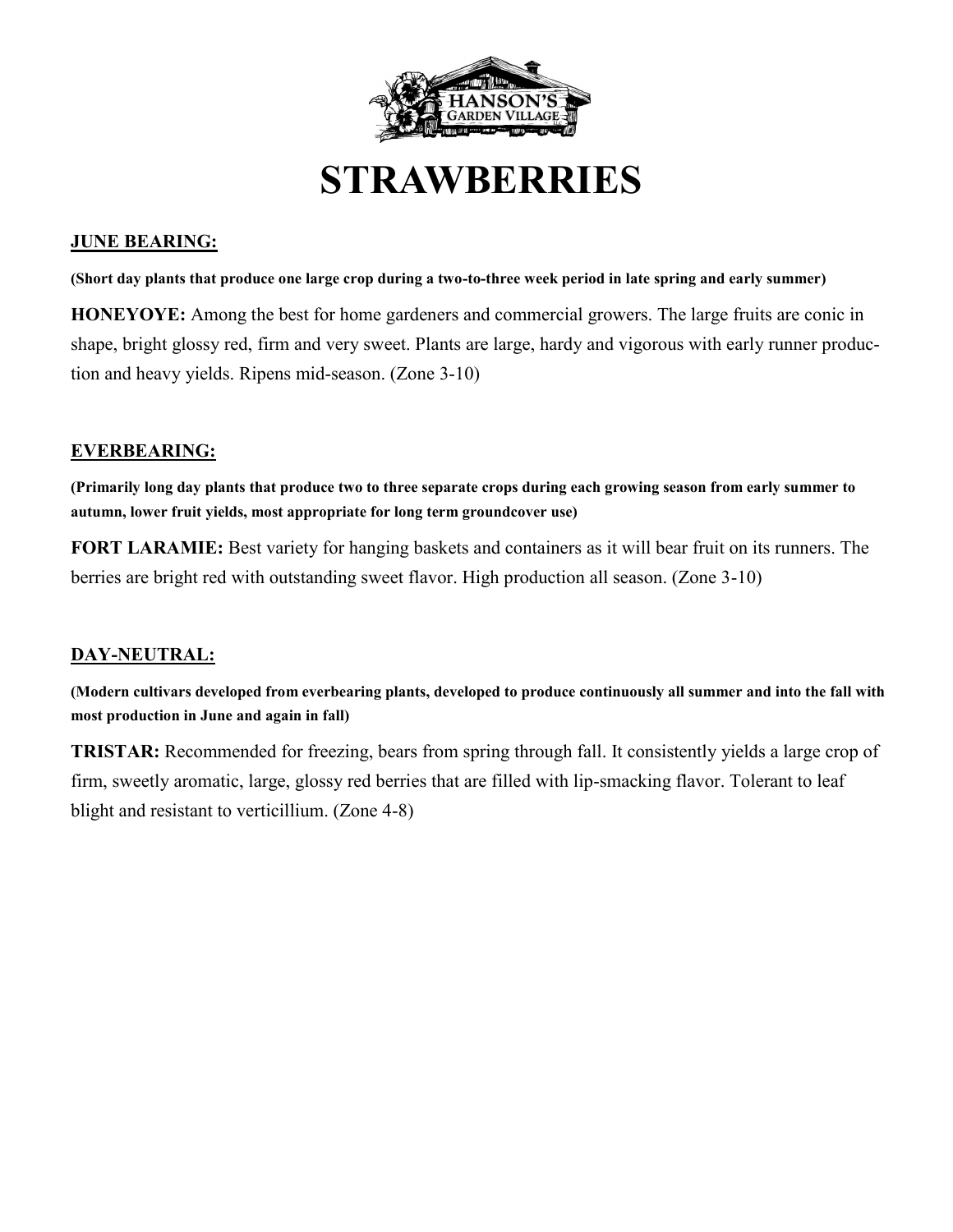# STRAWBERRIES

## JUNE BEARING:

**(Short day plants that produce one large crop during a two-to-three week period in late spring and early summer)**

**HONEYOYE:** Among the best for home gardeners and commercial growers. The large fruits are conic in shape, bright glossy red, firm and very sweet. Plants are large, hardy and vigorous with early runner production and heavy yields. Ripens mid-season. (Zone 3-10)

## EVERBEARING:

**(Primarily long day plants that produce two to three separate crops during each growing season from early summer to autumn, lower fruit yields, most appropriate for long term groundcover use)**

**FORT LARAMIE:** Best variety for hanging baskets and containers as it will bear fruit on its runners. The berries are bright red with outstanding sweet flavor. High production all season. (Zone 3-10)

## DAY-NEUTRAL:

**(Modern cultivars developed from everbearing plants, developed to produce continuously all summer and into the fall with most production in June and again in fall)**

**TRISTAR:** Recommended for freezing, bears from spring through fall. It consistently yields a large crop of firm, sweetly aromatic, large, glossy red berries that are filled with lip-smacking flavor. Tolerant to leaf blight and resistant to verticillium. (Zone 4-8)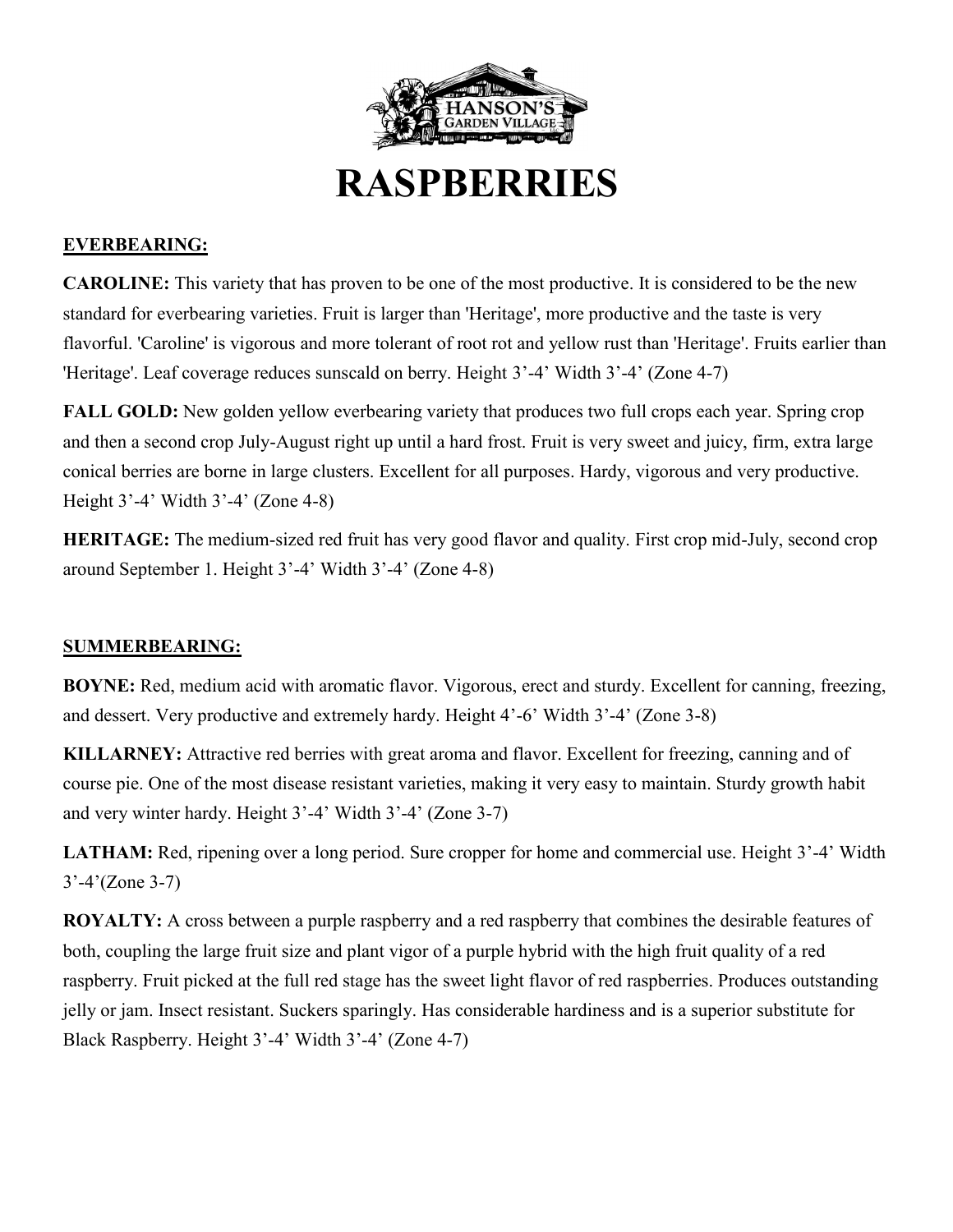# RASPBERRIES

**EVERBEARING:**

**CAROLINE:** This variety that has proven to be one of the most productive. It is considered to be the new standard for everbearing varieties. Fruit is larger than 'Heritage', more productive and the taste is very flavorful. 'Caroline' is vigorous and more tolerant of root rot and yellow rust than 'Heritage'. Fruits earlier than 'Heritage'. Leaf coverage reduces sunscald on berry. Height 3'-4' Width 3'-4' (Zone 4-7)

**FALL GOLD:** New golden yellow everbearing variety that produces two full crops each year. Spring crop and then a second crop July-August right up until a hard frost. Fruit is very sweet and juicy, firm, extra large conical berries are borne in large clusters. Excellent for all purposes. Hardy, vigorous and very productive. Height 3'-4' Width 3'-4' (Zone 4-8)

**HERITAGE:** The medium-sized red fruit has very good flavor and quality. First crop mid-July, second crop around September 1. Height 3'-4' Width 3'-4' (Zone 4-8)

**SUMMERBEARING:**

**BOYNE:** Red, medium acid with aromatic flavor. Vigorous, erect and sturdy. Excellent for canning, freezing, and dessert. Very productive and extremely hardy. Height 4'-6' Width 3'-4' (Zone 3-8)

**KILLARNEY:** Attractive red berries with great aroma and flavor. Excellent for freezing, canning and of course pie. One of the most disease resistant varieties, making it very easy to maintain. Sturdy growth habit and very winter hardy. Height 3'-4' Width 3'-4' (Zone 3-7)

**LATHAM:** Red, ripening over a long period. Sure cropper for home and commercial use. Height 3'-4' Width 3'-4'(Zone 3-7)

**ROYALTY:** A cross between a purple raspberry and a red raspberry that combines the desirable features of both, coupling the large fruit size and plant vigor of a purple hybrid with the high fruit quality of a red raspberry. Fruit picked at the full red stage has the sweet light flavor of red raspberries. Produces outstanding jelly or jam. Insect resistant. Suckers sparingly. Has considerable hardiness and is a superior substitute for Black Raspberry. Height 3'-4' Width 3'-4' (Zone 4-7)